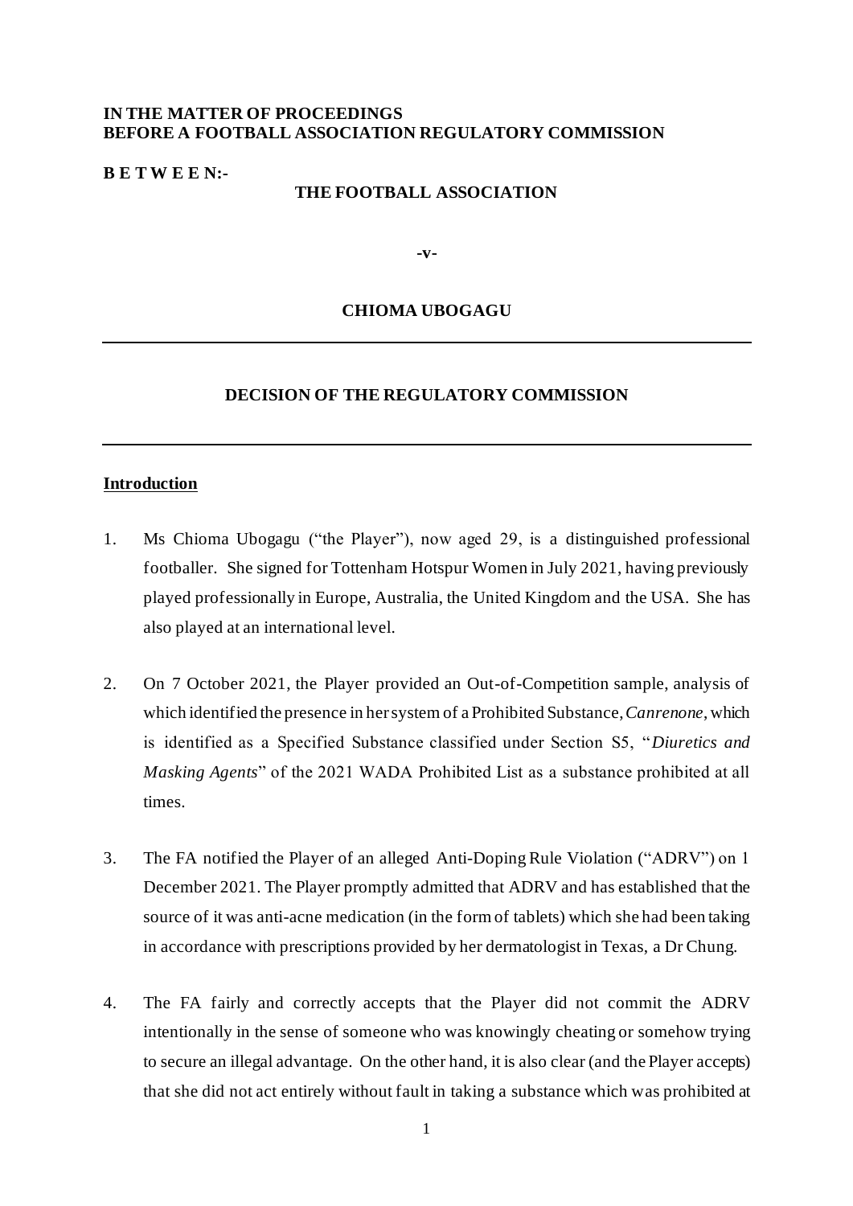**IN THE MATTER OF PROCEEDINGS BEFORE A FOOTBALL ASSOCIATION REGULATORY COMMISSION**

**B E T W E E N:-**

**THE FOOTBALL ASSOCIATION**

**-v-**

**CHIOMA UBOGAGU**

---

**DECISION OF THE REGULATORY COMMISSION**

---

**Introduction**

1. Ms Chioma Ubogagu ("the Player"), now aged 29, is a distinguished professional footballer. She signed for Tottenham Hotspur Women in July 2021, having previously played professionally in Europe, Australia, the United Kingdom and the USA. She has also played at an international level.

2. On 7 October 2021, the Player provided an Out-of-Competition sample, analysis of which identified the presence in her system of a Prohibited Substance, *Canrenone*, which is identified as a Specified Substance classified under Section S5, "*Diuretics and Masking Agents*" of the 2021 WADA Prohibited List as a substance prohibited at all times.

3. The FA notified the Player of an alleged Anti-Doping Rule Violation ("ADRV") on 1 December 2021. The Player promptly admitted that ADRV and has established that the source of it was anti-acne medication (in the form of tablets) which she had been taking in accordance with prescriptions provided by her dermatologist in Texas, a Dr Chung.

4. The FA fairly and correctly accepts that the Player did not commit the ADRV intentionally in the sense of someone who was knowingly cheating or somehow trying to secure an illegal advantage. On the other hand, it is also clear (and the Player accepts) that she did not act entirely without fault in taking a substance which was prohibited at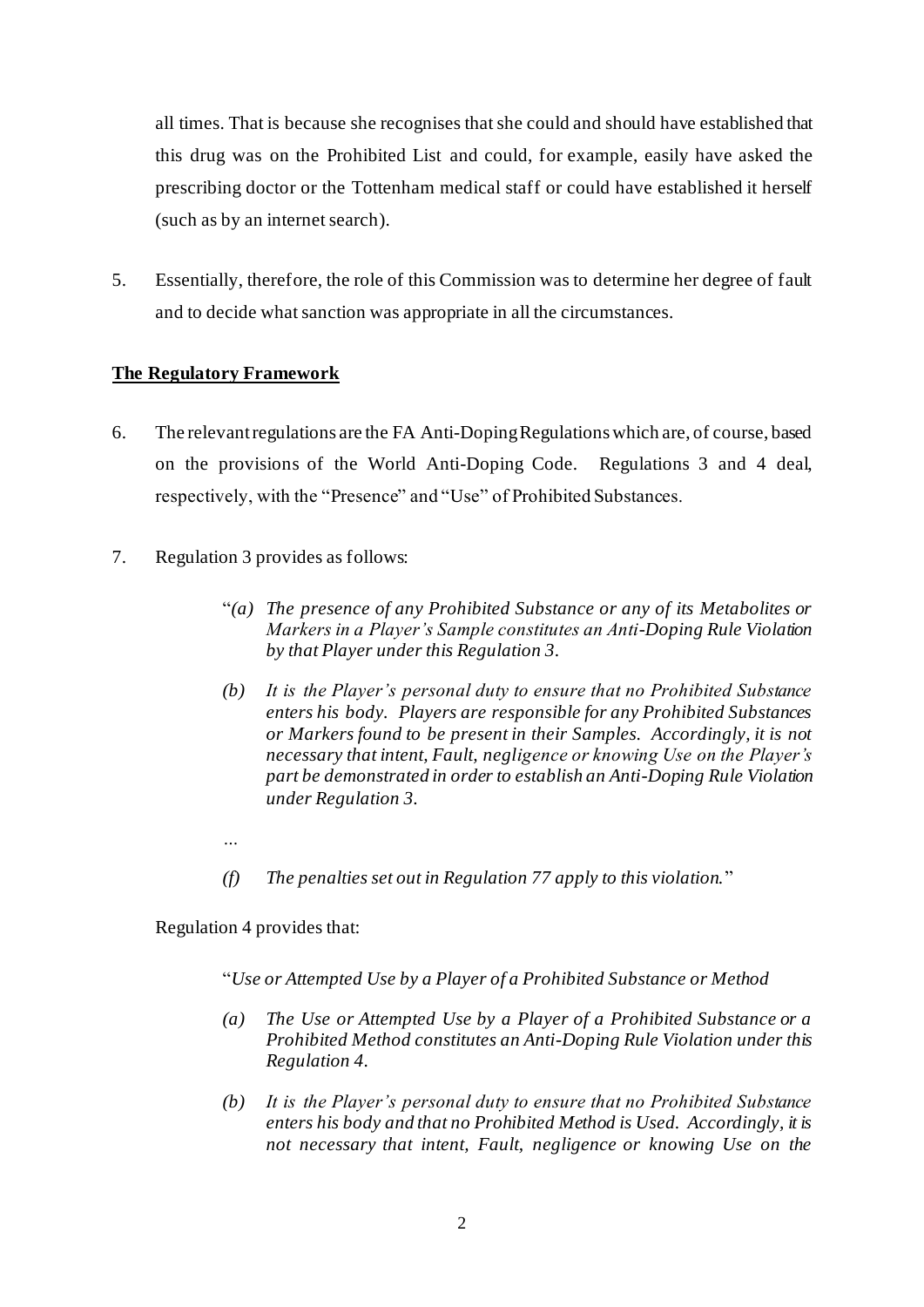all times. That is because she recognises that she could and should have established that this drug was on the Prohibited List and could, for example, easily have asked the prescribing doctor or the Tottenham medical staff or could have established it herself (such as by an internet search).

5. Essentially, therefore, the role of this Commission was to determine her degree of fault and to decide what sanction was appropriate in all the circumstances.

## The Regulatory Framework

6. The relevant regulations are the FA Anti-Doping Regulations which are, of course, based on the provisions of the World Anti-Doping Code. Regulations 3 and 4 deal, respectively, with the "Presence" and "Use" of Prohibited Substances.

7. Regulation 3 provides as follows:

> "*(a) The presence of any Prohibited Substance or any of its Metabolites or Markers in a Player's Sample constitutes an Anti-Doping Rule Violation by that Player under this Regulation 3.*
>
> *(b) It is the Player's personal duty to ensure that no Prohibited Substance enters his body. Players are responsible for any Prohibited Substances or Markers found to be present in their Samples. Accordingly, it is not necessary that intent, Fault, negligence or knowing Use on the Player's part be demonstrated in order to establish an Anti-Doping Rule Violation under Regulation 3.*
>
> *…*
>
> *(f) The penalties set out in Regulation 77 apply to this violation.*"

Regulation 4 provides that:

> "*Use or Attempted Use by a Player of a Prohibited Substance or Method*
>
> *(a) The Use or Attempted Use by a Player of a Prohibited Substance or a Prohibited Method constitutes an Anti-Doping Rule Violation under this Regulation 4.*
>
> *(b) It is the Player's personal duty to ensure that no Prohibited Substance enters his body and that no Prohibited Method is Used. Accordingly, it is not necessary that intent, Fault, negligence or knowing Use on the*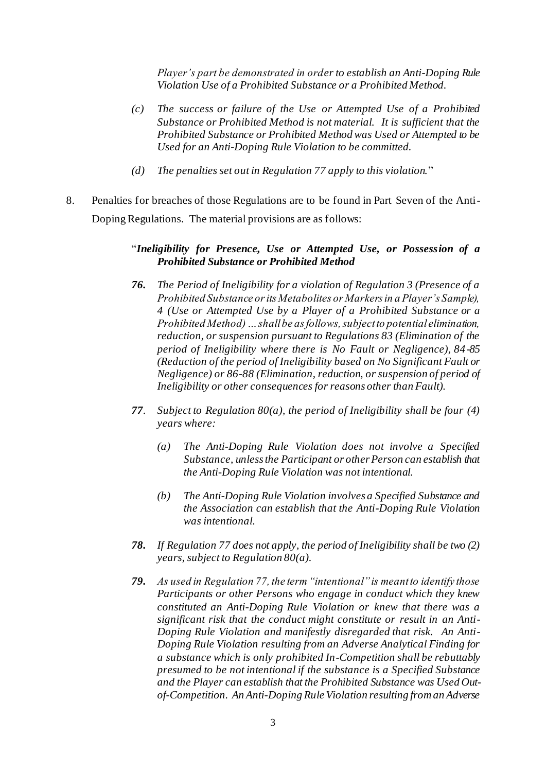*Player's part be demonstrated in order to establish an Anti-Doping Rule Violation Use of a Prohibited Substance or a Prohibited Method.*

> *(c) The success or failure of the Use or Attempted Use of a Prohibited Substance or Prohibited Method is not material. It is sufficient that the Prohibited Substance or Prohibited Method was Used or Attempted to be Used for an Anti-Doping Rule Violation to be committed.*
>
> *(d) The penalties set out in Regulation 77 apply to this violation.*"

8. Penalties for breaches of those Regulations are to be found in Part Seven of the Anti-Doping Regulations. The material provisions are as follows:

> "***Ineligibility for Presence, Use or Attempted Use, or Possession of a Prohibited Substance or Prohibited Method***
>
> ***76.*** *The Period of Ineligibility for a violation of Regulation 3 (Presence of a Prohibited Substance or its Metabolites or Markers in a Player's Sample), 4 (Use or Attempted Use by a Player of a Prohibited Substance or a Prohibited Method) … shall be as follows, subject to potential elimination, reduction, or suspension pursuant to Regulations 83 (Elimination of the period of Ineligibility where there is No Fault or Negligence), 84-85 (Reduction of the period of Ineligibility based on No Significant Fault or Negligence) or 86-88 (Elimination, reduction, or suspension of period of Ineligibility or other consequences for reasons other than Fault).*
>
> ***77***. *Subject to Regulation 80(a), the period of Ineligibility shall be four (4) years where:*
>
> > *(a) The Anti-Doping Rule Violation does not involve a Specified Substance, unless the Participant or other Person can establish that the Anti-Doping Rule Violation was not intentional.*
> >
> > *(b) The Anti-Doping Rule Violation involves a Specified Substance and the Association can establish that the Anti-Doping Rule Violation was intentional.*
>
> ***78.*** *If Regulation 77 does not apply, the period of Ineligibility shall be two (2) years, subject to Regulation 80(a).*
>
> ***79.*** *As used in Regulation 77, the term "intentional" is meant to identify those Participants or other Persons who engage in conduct which they knew constituted an Anti-Doping Rule Violation or knew that there was a significant risk that the conduct might constitute or result in an Anti-Doping Rule Violation and manifestly disregarded that risk. An Anti-Doping Rule Violation resulting from an Adverse Analytical Finding for a substance which is only prohibited In-Competition shall be rebuttably presumed to be not intentional if the substance is a Specified Substance and the Player can establish that the Prohibited Substance was Used Out-of-Competition. An Anti-Doping Rule Violation resulting from an Adverse*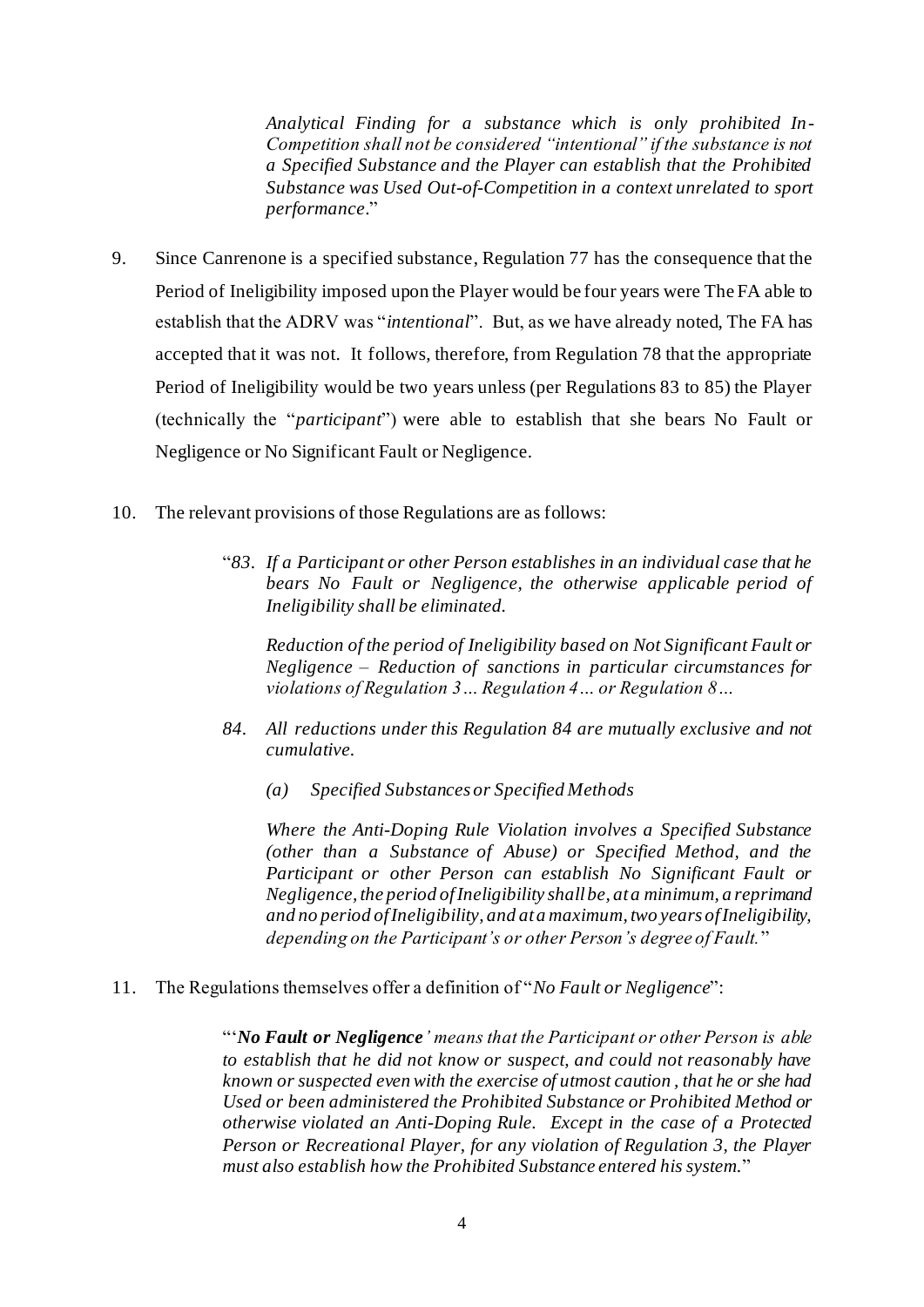*Analytical Finding for a substance which is only prohibited In-Competition shall not be considered "intentional" if the substance is not a Specified Substance and the Player can establish that the Prohibited Substance was Used Out-of-Competition in a context unrelated to sport performance*."

9. Since Canrenone is a specified substance, Regulation 77 has the consequence that the Period of Ineligibility imposed upon the Player would be four years were The FA able to establish that the ADRV was "*intentional*". But, as we have already noted, The FA has accepted that it was not. It follows, therefore, from Regulation 78 that the appropriate Period of Ineligibility would be two years unless (per Regulations 83 to 85) the Player (technically the "*participant*") were able to establish that she bears No Fault or Negligence or No Significant Fault or Negligence.

10. The relevant provisions of those Regulations are as follows:

> "*83. If a Participant or other Person establishes in an individual case that he bears No Fault or Negligence, the otherwise applicable period of Ineligibility shall be eliminated.*
>
> *Reduction of the period of Ineligibility based on Not Significant Fault or Negligence – Reduction of sanctions in particular circumstances for violations of Regulation 3 ... Regulation 4 ... or Regulation 8 ...*
>
> *84. All reductions under this Regulation 84 are mutually exclusive and not cumulative.*
>
> *(a) Specified Substances or Specified Methods*
>
> *Where the Anti-Doping Rule Violation involves a Specified Substance (other than a Substance of Abuse) or Specified Method, and the Participant or other Person can establish No Significant Fault or Negligence, the period of Ineligibility shall be, at a minimum, a reprimand and no period of Ineligibility, and at a maximum, two years of Ineligibility, depending on the Participant's or other Person's degree of Fault.*"

11. The Regulations themselves offer a definition of "*No Fault or Negligence*":

> "'***No Fault or Negligence****' means that the Participant or other Person is able to establish that he did not know or suspect, and could not reasonably have known or suspected even with the exercise of utmost caution, that he or she had Used or been administered the Prohibited Substance or Prohibited Method or otherwise violated an Anti-Doping Rule. Except in the case of a Protected Person or Recreational Player, for any violation of Regulation 3, the Player must also establish how the Prohibited Substance entered his system.*"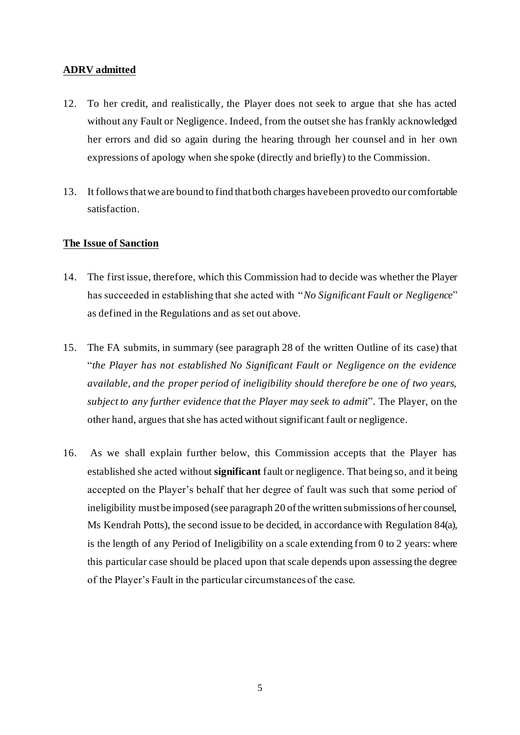**ADRV admitted**

12. To her credit, and realistically, the Player does not seek to argue that she has acted without any Fault or Negligence. Indeed, from the outset she has frankly acknowledged her errors and did so again during the hearing through her counsel and in her own expressions of apology when she spoke (directly and briefly) to the Commission.

13. It follows that we are bound to find that both charges have been proved to our comfortable satisfaction.

**The Issue of Sanction**

14. The first issue, therefore, which this Commission had to decide was whether the Player has succeeded in establishing that she acted with "*No Significant Fault or Negligence*" as defined in the Regulations and as set out above.

15. The FA submits, in summary (see paragraph 28 of the written Outline of its case) that "*the Player has not established No Significant Fault or Negligence on the evidence available, and the proper period of ineligibility should therefore be one of two years, subject to any further evidence that the Player may seek to admit*". The Player, on the other hand, argues that she has acted without significant fault or negligence.

16. As we shall explain further below, this Commission accepts that the Player has established she acted without **significant** fault or negligence. That being so, and it being accepted on the Player's behalf that her degree of fault was such that some period of ineligibility must be imposed (see paragraph 20 of the written submissions of her counsel, Ms Kendrah Potts), the second issue to be decided, in accordance with Regulation 84(a), is the length of any Period of Ineligibility on a scale extending from 0 to 2 years: where this particular case should be placed upon that scale depends upon assessing the degree of the Player's Fault in the particular circumstances of the case.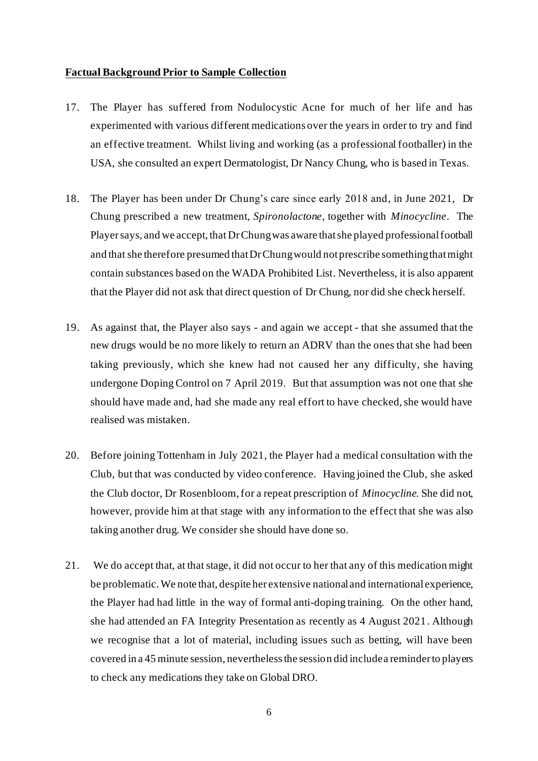**Factual Background Prior to Sample Collection**

17. The Player has suffered from Nodulocystic Acne for much of her life and has experimented with various different medications over the years in order to try and find an effective treatment. Whilst living and working (as a professional footballer) in the USA, she consulted an expert Dermatologist, Dr Nancy Chung, who is based in Texas.

18. The Player has been under Dr Chung's care since early 2018 and, in June 2021, Dr Chung prescribed a new treatment, *Spironolactone*, together with *Minocycline*. The Player says, and we accept, that Dr Chung was aware that she played professional football and that she therefore presumed that Dr Chung would not prescribe something that might contain substances based on the WADA Prohibited List. Nevertheless, it is also apparent that the Player did not ask that direct question of Dr Chung, nor did she check herself.

19. As against that, the Player also says - and again we accept - that she assumed that the new drugs would be no more likely to return an ADRV than the ones that she had been taking previously, which she knew had not caused her any difficulty, she having undergone Doping Control on 7 April 2019. But that assumption was not one that she should have made and, had she made any real effort to have checked, she would have realised was mistaken.

20. Before joining Tottenham in July 2021, the Player had a medical consultation with the Club, but that was conducted by video conference. Having joined the Club, she asked the Club doctor, Dr Rosenbloom, for a repeat prescription of *Minocycline*. She did not, however, provide him at that stage with any information to the effect that she was also taking another drug. We consider she should have done so.

21. We do accept that, at that stage, it did not occur to her that any of this medication might be problematic. We note that, despite her extensive national and international experience, the Player had had little in the way of formal anti-doping training. On the other hand, she had attended an FA Integrity Presentation as recently as 4 August 2021. Although we recognise that a lot of material, including issues such as betting, will have been covered in a 45 minute session, nevertheless the session did include a reminder to players to check any medications they take on Global DRO.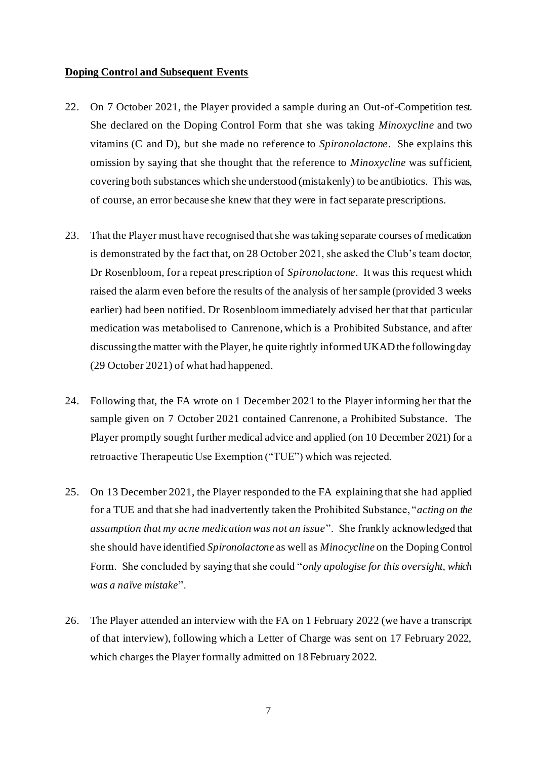**Doping Control and Subsequent Events**

22. On 7 October 2021, the Player provided a sample during an Out-of-Competition test. She declared on the Doping Control Form that she was taking *Minoxycline* and two vitamins (C and D), but she made no reference to *Spironolactone*. She explains this omission by saying that she thought that the reference to *Minoxycline* was sufficient, covering both substances which she understood (mistakenly) to be antibiotics. This was, of course, an error because she knew that they were in fact separate prescriptions.

23. That the Player must have recognised that she was taking separate courses of medication is demonstrated by the fact that, on 28 October 2021, she asked the Club's team doctor, Dr Rosenbloom, for a repeat prescription of *Spironolactone*. It was this request which raised the alarm even before the results of the analysis of her sample (provided 3 weeks earlier) had been notified. Dr Rosenbloom immediately advised her that that particular medication was metabolised to Canrenone, which is a Prohibited Substance, and after discussing the matter with the Player, he quite rightly informed UKAD the following day (29 October 2021) of what had happened.

24. Following that, the FA wrote on 1 December 2021 to the Player informing her that the sample given on 7 October 2021 contained Canrenone, a Prohibited Substance. The Player promptly sought further medical advice and applied (on 10 December 2021) for a retroactive Therapeutic Use Exemption ("TUE") which was rejected.

25. On 13 December 2021, the Player responded to the FA explaining that she had applied for a TUE and that she had inadvertently taken the Prohibited Substance, "*acting on the assumption that my acne medication was not an issue*". She frankly acknowledged that she should have identified *Spironolactone* as well as *Minocycline* on the Doping Control Form. She concluded by saying that she could "*only apologise for this oversight, which was a naïve mistake*".

26. The Player attended an interview with the FA on 1 February 2022 (we have a transcript of that interview), following which a Letter of Charge was sent on 17 February 2022, which charges the Player formally admitted on 18 February 2022.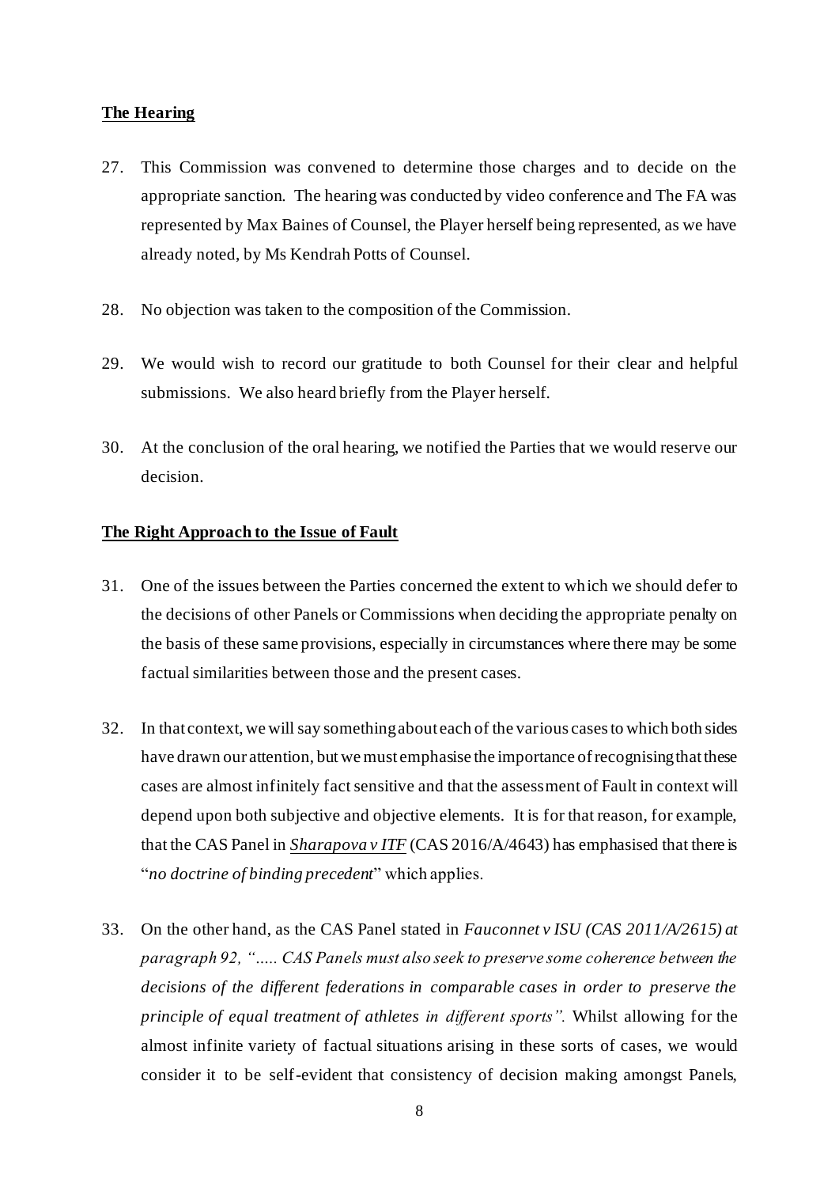**The Hearing**

27. This Commission was convened to determine those charges and to decide on the appropriate sanction. The hearing was conducted by video conference and The FA was represented by Max Baines of Counsel, the Player herself being represented, as we have already noted, by Ms Kendrah Potts of Counsel.

28. No objection was taken to the composition of the Commission.

29. We would wish to record our gratitude to both Counsel for their clear and helpful submissions. We also heard briefly from the Player herself.

30. At the conclusion of the oral hearing, we notified the Parties that we would reserve our decision.

**The Right Approach to the Issue of Fault**

31. One of the issues between the Parties concerned the extent to which we should defer to the decisions of other Panels or Commissions when deciding the appropriate penalty on the basis of these same provisions, especially in circumstances where there may be some factual similarities between those and the present cases.

32. In that context, we will say something about each of the various cases to which both sides have drawn our attention, but we must emphasise the importance of recognising that these cases are almost infinitely fact sensitive and that the assessment of Fault in context will depend upon both subjective and objective elements. It is for that reason, for example, that the CAS Panel in ***Sharapova v ITF*** (CAS 2016/A/4643) has emphasised that there is "*no doctrine of binding precedent*" which applies.

33. On the other hand, as the CAS Panel stated in *Fauconnet v ISU (CAS 2011/A/2615) at paragraph 92, "….. CAS Panels must also seek to preserve some coherence between the decisions of the different federations in comparable cases in order to preserve the principle of equal treatment of athletes in different sports".* Whilst allowing for the almost infinite variety of factual situations arising in these sorts of cases, we would consider it to be self-evident that consistency of decision making amongst Panels,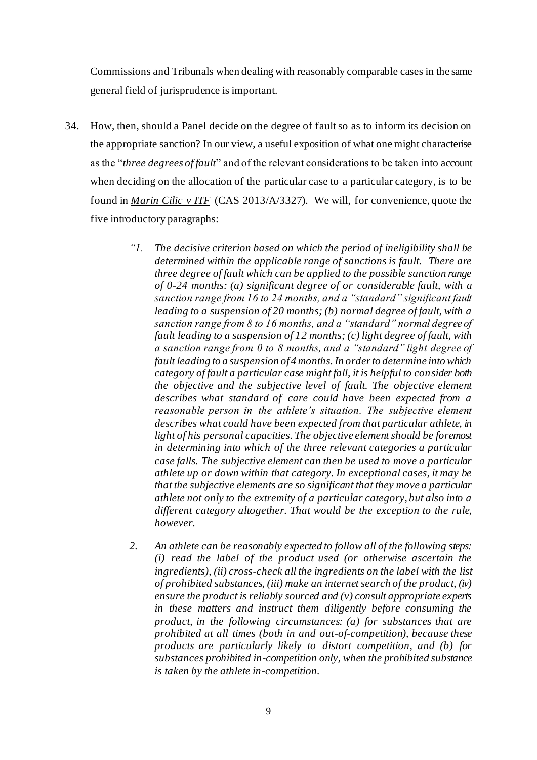Commissions and Tribunals when dealing with reasonably comparable cases in the same general field of jurisprudence is important.

34. How, then, should a Panel decide on the degree of fault so as to inform its decision on the appropriate sanction? In our view, a useful exposition of what one might characterise as the "*three degrees of fault*" and of the relevant considerations to be taken into account when deciding on the allocation of the particular case to a particular category, is to be found in ***Marin Cilic v ITF*** (CAS 2013/A/3327). We will, for convenience, quote the five introductory paragraphs:

> *"1. The decisive criterion based on which the period of ineligibility shall be determined within the applicable range of sanctions is fault. There are three degree of fault which can be applied to the possible sanction range of 0-24 months: (a) significant degree of or considerable fault, with a sanction range from 16 to 24 months, and a "standard" significant fault leading to a suspension of 20 months; (b) normal degree of fault, with a sanction range from 8 to 16 months, and a "standard" normal degree of fault leading to a suspension of 12 months; (c) light degree of fault, with a sanction range from 0 to 8 months, and a "standard" light degree of fault leading to a suspension of 4 months. In order to determine into which category of fault a particular case might fall, it is helpful to consider both the objective and the subjective level of fault. The objective element describes what standard of care could have been expected from a reasonable person in the athlete's situation. The subjective element describes what could have been expected from that particular athlete, in light of his personal capacities. The objective element should be foremost in determining into which of the three relevant categories a particular case falls. The subjective element can then be used to move a particular athlete up or down within that category. In exceptional cases, it may be that the subjective elements are so significant that they move a particular athlete not only to the extremity of a particular category, but also into a different category altogether. That would be the exception to the rule, however.*
>
> *2. An athlete can be reasonably expected to follow all of the following steps: (i) read the label of the product used (or otherwise ascertain the ingredients), (ii) cross-check all the ingredients on the label with the list of prohibited substances, (iii) make an internet search of the product, (iv) ensure the product is reliably sourced and (v) consult appropriate experts in these matters and instruct them diligently before consuming the product, in the following circumstances: (a) for substances that are prohibited at all times (both in and out-of-competition), because these products are particularly likely to distort competition, and (b) for substances prohibited in-competition only, when the prohibited substance is taken by the athlete in-competition.*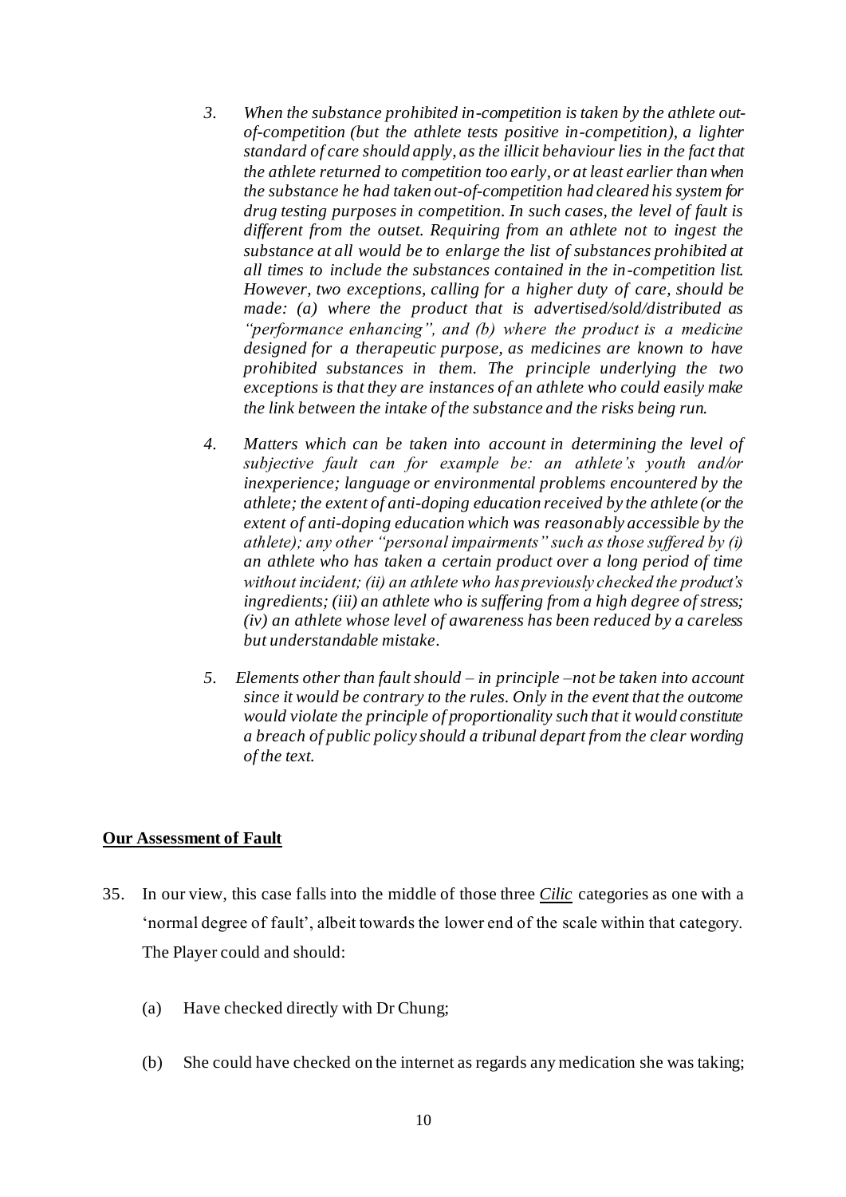*3. When the substance prohibited in-competition is taken by the athlete out-of-competition (but the athlete tests positive in-competition), a lighter standard of care should apply, as the illicit behaviour lies in the fact that the athlete returned to competition too early, or at least earlier than when the substance he had taken out-of-competition had cleared his system for drug testing purposes in competition. In such cases, the level of fault is different from the outset. Requiring from an athlete not to ingest the substance at all would be to enlarge the list of substances prohibited at all times to include the substances contained in the in-competition list. However, two exceptions, calling for a higher duty of care, should be made: (a) where the product that is advertised/sold/distributed as "performance enhancing", and (b) where the product is a medicine designed for a therapeutic purpose, as medicines are known to have prohibited substances in them. The principle underlying the two exceptions is that they are instances of an athlete who could easily make the link between the intake of the substance and the risks being run.*

*4. Matters which can be taken into account in determining the level of subjective fault can for example be: an athlete's youth and/or inexperience; language or environmental problems encountered by the athlete; the extent of anti-doping education received by the athlete (or the extent of anti-doping education which was reasonably accessible by the athlete); any other "personal impairments" such as those suffered by (i) an athlete who has taken a certain product over a long period of time without incident; (ii) an athlete who has previously checked the product's ingredients; (iii) an athlete who is suffering from a high degree of stress; (iv) an athlete whose level of awareness has been reduced by a careless but understandable mistake.*

*5. Elements other than fault should – in principle –not be taken into account since it would be contrary to the rules. Only in the event that the outcome would violate the principle of proportionality such that it would constitute a breach of public policy should a tribunal depart from the clear wording of the text.*

**Our Assessment of Fault**

35. In our view, this case falls into the middle of those three ***Cilic*** categories as one with a 'normal degree of fault', albeit towards the lower end of the scale within that category. The Player could and should:

    (a) Have checked directly with Dr Chung;

    (b) She could have checked on the internet as regards any medication she was taking;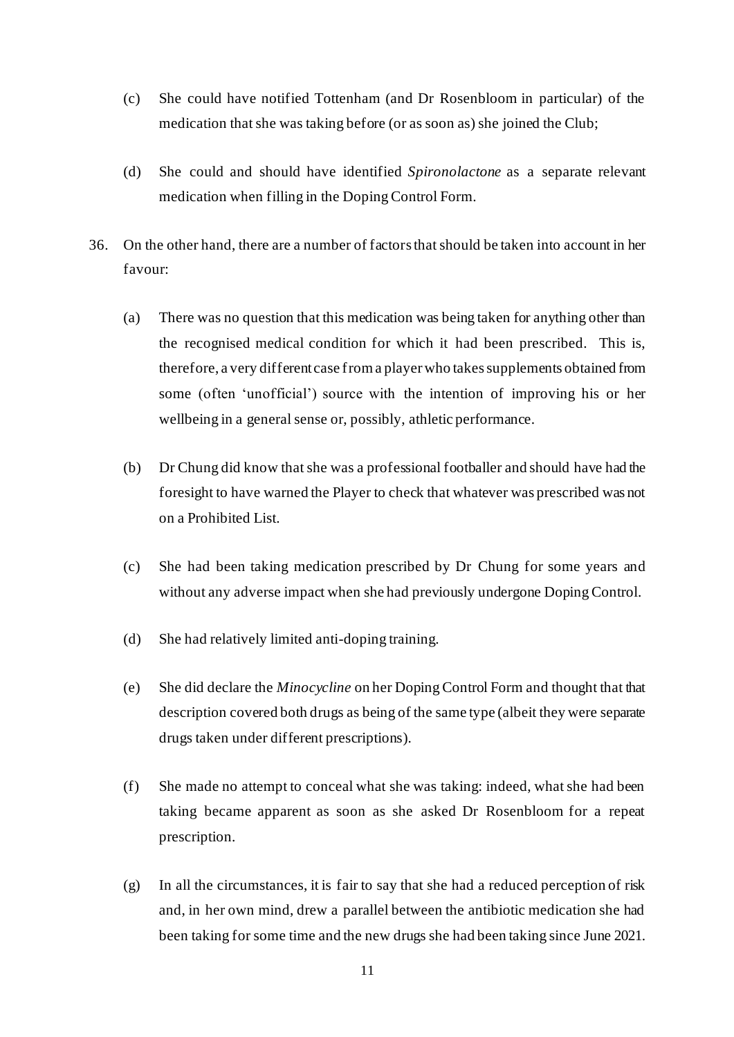(c) She could have notified Tottenham (and Dr Rosenbloom in particular) of the medication that she was taking before (or as soon as) she joined the Club;

(d) She could and should have identified *Spironolactone* as a separate relevant medication when filling in the Doping Control Form.

36. On the other hand, there are a number of factors that should be taken into account in her favour:

(a) There was no question that this medication was being taken for anything other than the recognised medical condition for which it had been prescribed. This is, therefore, a very different case from a player who takes supplements obtained from some (often 'unofficial') source with the intention of improving his or her wellbeing in a general sense or, possibly, athletic performance.

(b) Dr Chung did know that she was a professional footballer and should have had the foresight to have warned the Player to check that whatever was prescribed was not on a Prohibited List.

(c) She had been taking medication prescribed by Dr Chung for some years and without any adverse impact when she had previously undergone Doping Control.

(d) She had relatively limited anti-doping training.

(e) She did declare the *Minocycline* on her Doping Control Form and thought that that description covered both drugs as being of the same type (albeit they were separate drugs taken under different prescriptions).

(f) She made no attempt to conceal what she was taking: indeed, what she had been taking became apparent as soon as she asked Dr Rosenbloom for a repeat prescription.

(g) In all the circumstances, it is fair to say that she had a reduced perception of risk and, in her own mind, drew a parallel between the antibiotic medication she had been taking for some time and the new drugs she had been taking since June 2021.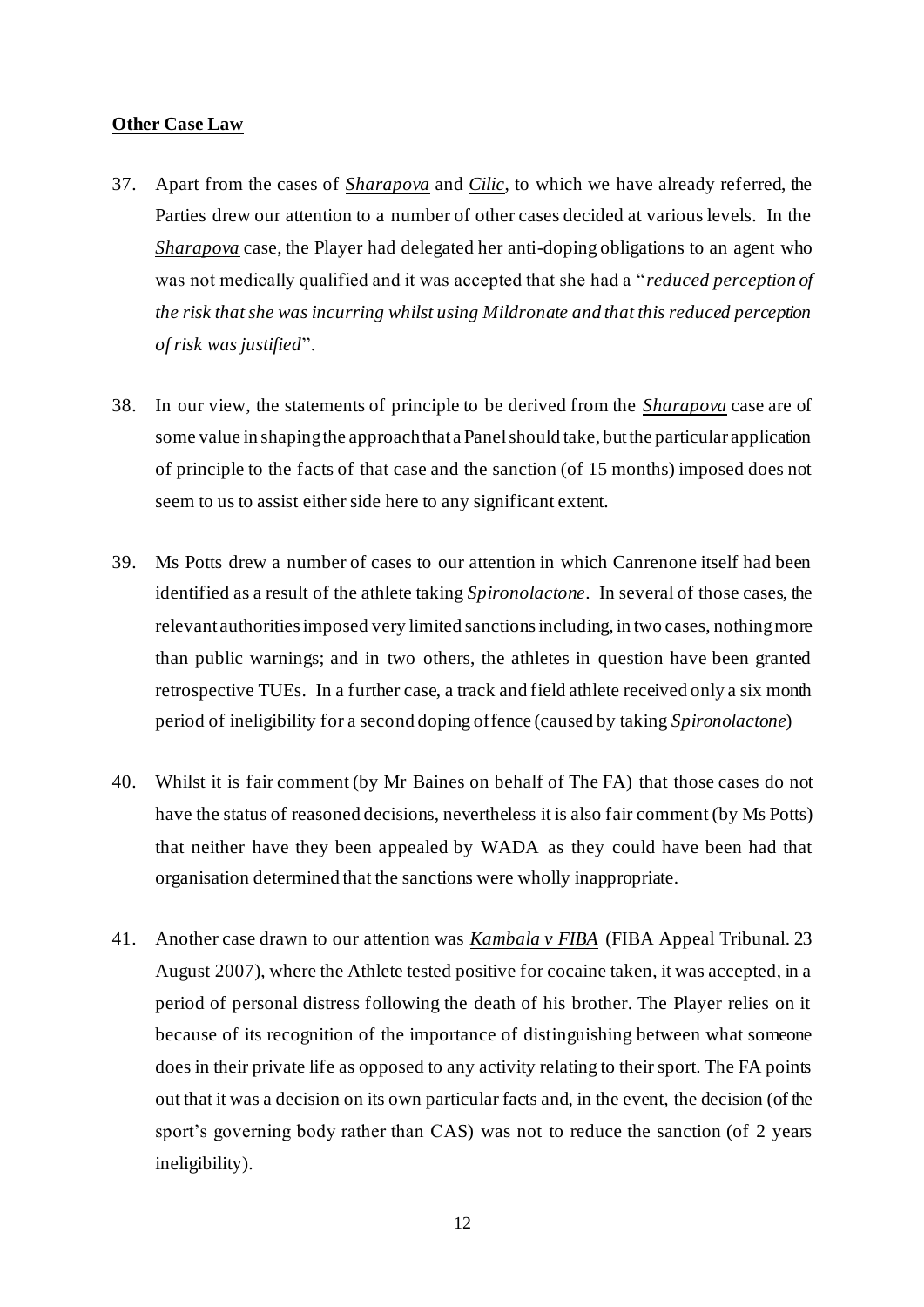## Other Case Law

37. Apart from the cases of ***Sharapova*** and ***Cilic***, to which we have already referred, the Parties drew our attention to a number of other cases decided at various levels. In the ***Sharapova*** case, the Player had delegated her anti-doping obligations to an agent who was not medically qualified and it was accepted that she had a "*reduced perception of the risk that she was incurring whilst using Mildronate and that this reduced perception of risk was justified*".

38. In our view, the statements of principle to be derived from the ***Sharapova*** case are of some value in shaping the approach that a Panel should take, but the particular application of principle to the facts of that case and the sanction (of 15 months) imposed does not seem to us to assist either side here to any significant extent.

39. Ms Potts drew a number of cases to our attention in which Canrenone itself had been identified as a result of the athlete taking *Spironolactone*. In several of those cases, the relevant authorities imposed very limited sanctions including, in two cases, nothing more than public warnings; and in two others, the athletes in question have been granted retrospective TUEs. In a further case, a track and field athlete received only a six month period of ineligibility for a second doping offence (caused by taking *Spironolactone*)

40. Whilst it is fair comment (by Mr Baines on behalf of The FA) that those cases do not have the status of reasoned decisions, nevertheless it is also fair comment (by Ms Potts) that neither have they been appealed by WADA as they could have been had that organisation determined that the sanctions were wholly inappropriate.

41. Another case drawn to our attention was ***Kambala v FIBA*** (FIBA Appeal Tribunal. 23 August 2007), where the Athlete tested positive for cocaine taken, it was accepted, in a period of personal distress following the death of his brother. The Player relies on it because of its recognition of the importance of distinguishing between what someone does in their private life as opposed to any activity relating to their sport. The FA points out that it was a decision on its own particular facts and, in the event, the decision (of the sport's governing body rather than CAS) was not to reduce the sanction (of 2 years ineligibility).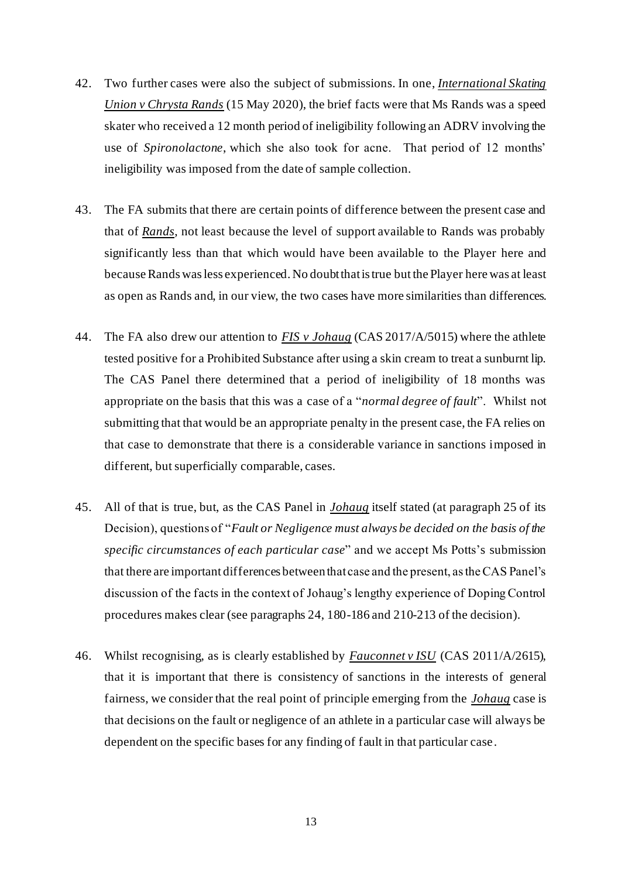42. Two further cases were also the subject of submissions. In one, ***International Skating Union v Chrysta Rands*** (15 May 2020), the brief facts were that Ms Rands was a speed skater who received a 12 month period of ineligibility following an ADRV involving the use of *Spironolactone*, which she also took for acne. That period of 12 months' ineligibility was imposed from the date of sample collection.

43. The FA submits that there are certain points of difference between the present case and that of ***Rands***, not least because the level of support available to Rands was probably significantly less than that which would have been available to the Player here and because Rands was less experienced. No doubt that is true but the Player here was at least as open as Rands and, in our view, the two cases have more similarities than differences.

44. The FA also drew our attention to ***FIS v Johaug*** (CAS 2017/A/5015) where the athlete tested positive for a Prohibited Substance after using a skin cream to treat a sunburnt lip. The CAS Panel there determined that a period of ineligibility of 18 months was appropriate on the basis that this was a case of a "*normal degree of fault*". Whilst not submitting that that would be an appropriate penalty in the present case, the FA relies on that case to demonstrate that there is a considerable variance in sanctions imposed in different, but superficially comparable, cases.

45. All of that is true, but, as the CAS Panel in ***Johaug*** itself stated (at paragraph 25 of its Decision), questions of "*Fault or Negligence must always be decided on the basis of the specific circumstances of each particular case*" and we accept Ms Potts's submission that there are important differences between that case and the present, as the CAS Panel's discussion of the facts in the context of Johaug's lengthy experience of Doping Control procedures makes clear (see paragraphs 24, 180-186 and 210-213 of the decision).

46. Whilst recognising, as is clearly established by ***Fauconnet v ISU*** (CAS 2011/A/2615), that it is important that there is consistency of sanctions in the interests of general fairness, we consider that the real point of principle emerging from the ***Johaug*** case is that decisions on the fault or negligence of an athlete in a particular case will always be dependent on the specific bases for any finding of fault in that particular case.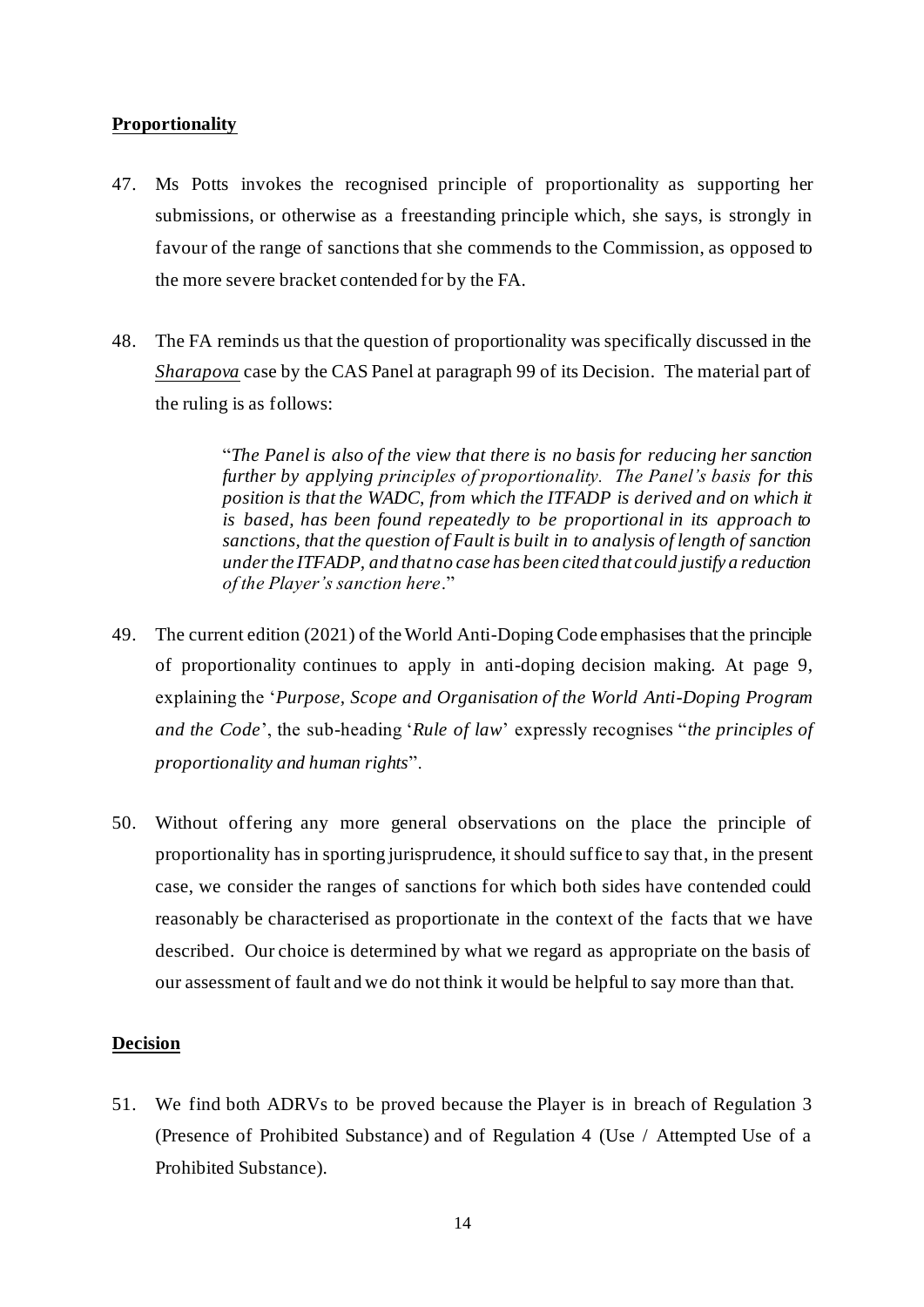**Proportionality**

47. Ms Potts invokes the recognised principle of proportionality as supporting her submissions, or otherwise as a freestanding principle which, she says, is strongly in favour of the range of sanctions that she commends to the Commission, as opposed to the more severe bracket contended for by the FA.

48. The FA reminds us that the question of proportionality was specifically discussed in the *Sharapova* case by the CAS Panel at paragraph 99 of its Decision. The material part of the ruling is as follows:

> "*The Panel is also of the view that there is no basis for reducing her sanction further by applying principles of proportionality. The Panel's basis for this position is that the WADC, from which the ITFADP is derived and on which it is based, has been found repeatedly to be proportional in its approach to sanctions, that the question of Fault is built in to analysis of length of sanction under the ITFADP, and that no case has been cited that could justify a reduction of the Player's sanction here*."

49. The current edition (2021) of the World Anti-Doping Code emphasises that the principle of proportionality continues to apply in anti-doping decision making. At page 9, explaining the '*Purpose, Scope and Organisation of the World Anti-Doping Program and the Code*', the sub-heading '*Rule of law*' expressly recognises "*the principles of proportionality and human rights*".

50. Without offering any more general observations on the place the principle of proportionality has in sporting jurisprudence, it should suffice to say that, in the present case, we consider the ranges of sanctions for which both sides have contended could reasonably be characterised as proportionate in the context of the facts that we have described. Our choice is determined by what we regard as appropriate on the basis of our assessment of fault and we do not think it would be helpful to say more than that.

**Decision**

51. We find both ADRVs to be proved because the Player is in breach of Regulation 3 (Presence of Prohibited Substance) and of Regulation 4 (Use / Attempted Use of a Prohibited Substance).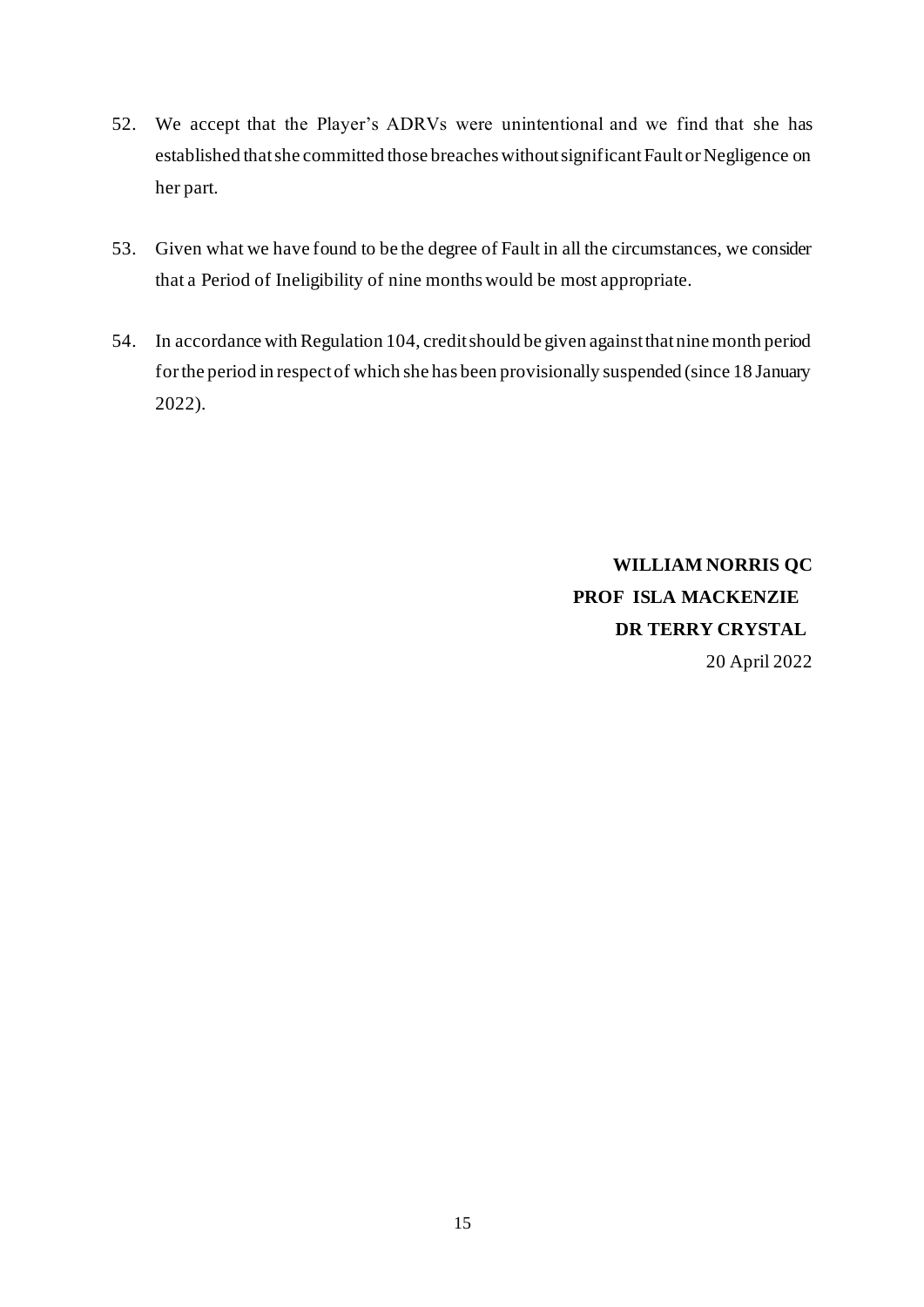52. We accept that the Player's ADRVs were unintentional and we find that she has established that she committed those breaches without significant Fault or Negligence on her part.

53. Given what we have found to be the degree of Fault in all the circumstances, we consider that a Period of Ineligibility of nine months would be most appropriate.

54. In accordance with Regulation 104, credit should be given against that nine month period for the period in respect of which she has been provisionally suspended (since 18 January 2022).

**WILLIAM NORRIS QC**

**PROF ISLA MACKENZIE**

**DR TERRY CRYSTAL**

20 April 2022